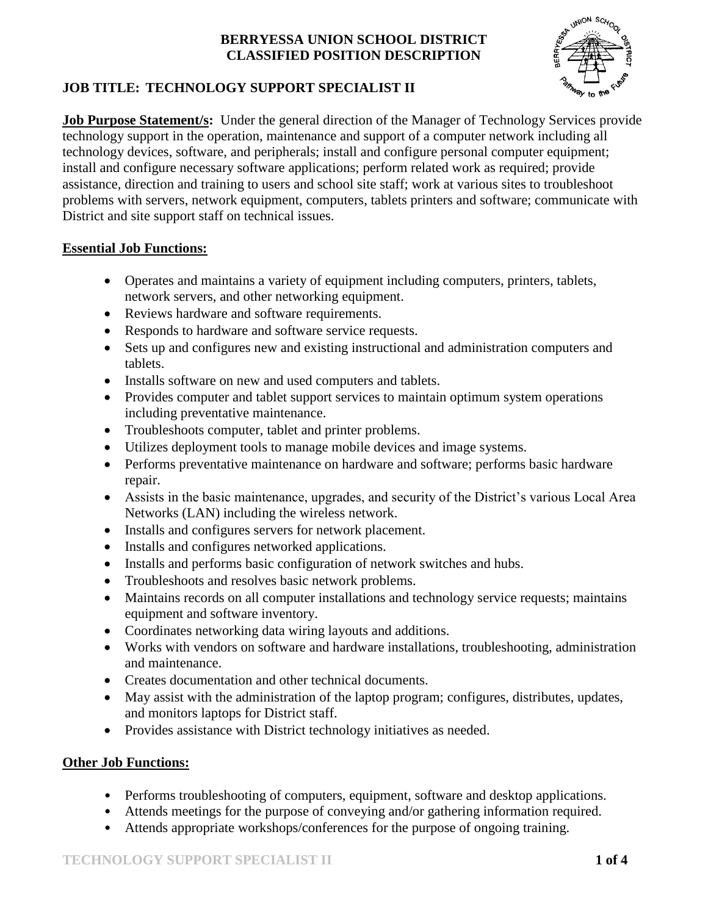**BERRYESSA UNION SCHOOL DISTRICT**
**CLASSIFIED POSITION DESCRIPTION**

## JOB TITLE: TECHNOLOGY SUPPORT SPECIALIST II

**Job Purpose Statement/s:** Under the general direction of the Manager of Technology Services provide technology support in the operation, maintenance and support of a computer network including all technology devices, software, and peripherals; install and configure personal computer equipment; install and configure necessary software applications; perform related work as required; provide assistance, direction and training to users and school site staff; work at various sites to troubleshoot problems with servers, network equipment, computers, tablets printers and software; communicate with District and site support staff on technical issues.

**Essential Job Functions:**

- Operates and maintains a variety of equipment including computers, printers, tablets, network servers, and other networking equipment.
- Reviews hardware and software requirements.
- Responds to hardware and software service requests.
- Sets up and configures new and existing instructional and administration computers and tablets.
- Installs software on new and used computers and tablets.
- Provides computer and tablet support services to maintain optimum system operations including preventative maintenance.
- Troubleshoots computer, tablet and printer problems.
- Utilizes deployment tools to manage mobile devices and image systems.
- Performs preventative maintenance on hardware and software; performs basic hardware repair.
- Assists in the basic maintenance, upgrades, and security of the District's various Local Area Networks (LAN) including the wireless network.
- Installs and configures servers for network placement.
- Installs and configures networked applications.
- Installs and performs basic configuration of network switches and hubs.
- Troubleshoots and resolves basic network problems.
- Maintains records on all computer installations and technology service requests; maintains equipment and software inventory.
- Coordinates networking data wiring layouts and additions.
- Works with vendors on software and hardware installations, troubleshooting, administration and maintenance.
- Creates documentation and other technical documents.
- May assist with the administration of the laptop program; configures, distributes, updates, and monitors laptops for District staff.
- Provides assistance with District technology initiatives as needed.

**Other Job Functions:**

- Performs troubleshooting of computers, equipment, software and desktop applications.
- Attends meetings for the purpose of conveying and/or gathering information required.
- Attends appropriate workshops/conferences for the purpose of ongoing training.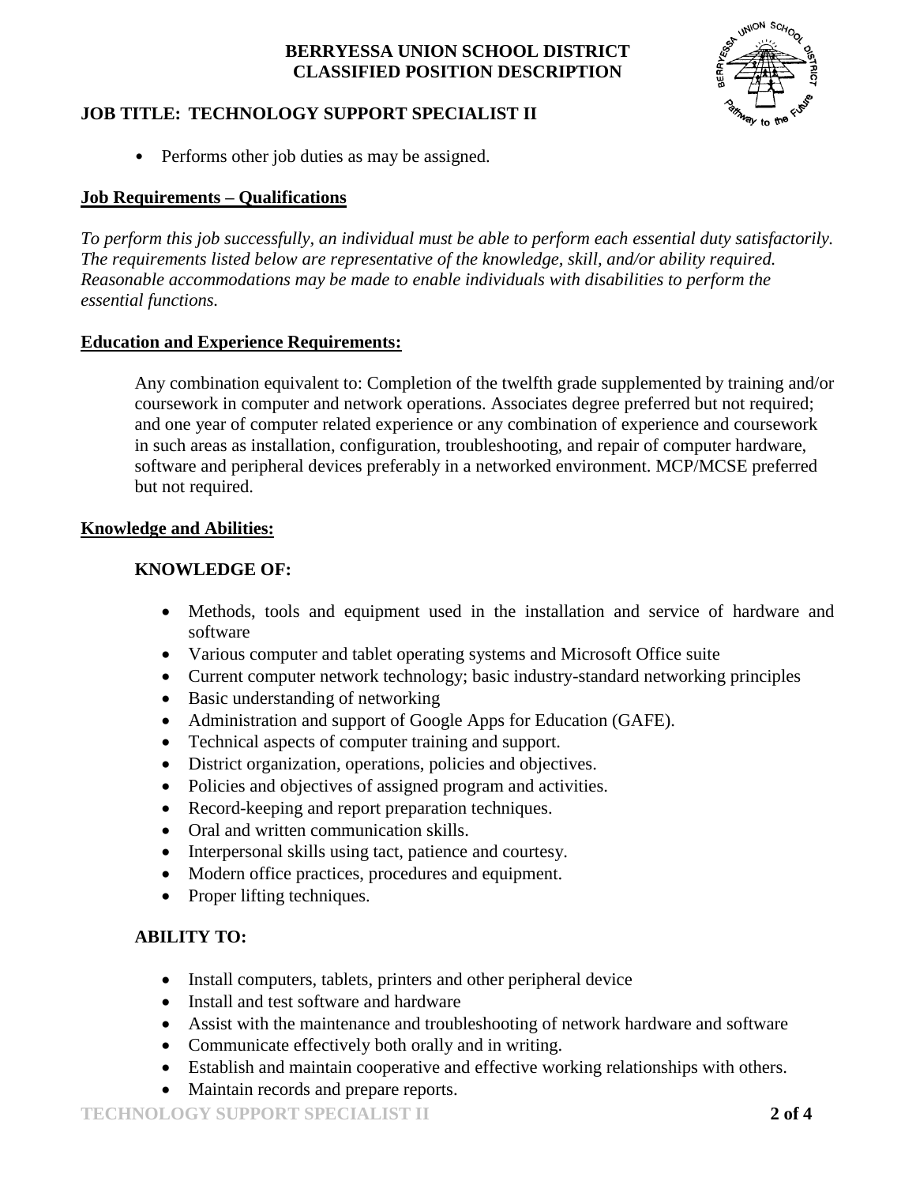- Performs other job duties as may be assigned.

## Job Requirements – Qualifications

*To perform this job successfully, an individual must be able to perform each essential duty satisfactorily. The requirements listed below are representative of the knowledge, skill, and/or ability required. Reasonable accommodations may be made to enable individuals with disabilities to perform the essential functions.*

## Education and Experience Requirements:

Any combination equivalent to: Completion of the twelfth grade supplemented by training and/or coursework in computer and network operations. Associates degree preferred but not required; and one year of computer related experience or any combination of experience and coursework in such areas as installation, configuration, troubleshooting, and repair of computer hardware, software and peripheral devices preferably in a networked environment. MCP/MCSE preferred but not required.

## Knowledge and Abilities:

### KNOWLEDGE OF:

- Methods, tools and equipment used in the installation and service of hardware and software
- Various computer and tablet operating systems and Microsoft Office suite
- Current computer network technology; basic industry-standard networking principles
- Basic understanding of networking
- Administration and support of Google Apps for Education (GAFE).
- Technical aspects of computer training and support.
- District organization, operations, policies and objectives.
- Policies and objectives of assigned program and activities.
- Record-keeping and report preparation techniques.
- Oral and written communication skills.
- Interpersonal skills using tact, patience and courtesy.
- Modern office practices, procedures and equipment.
- Proper lifting techniques.

### ABILITY TO:

- Install computers, tablets, printers and other peripheral device
- Install and test software and hardware
- Assist with the maintenance and troubleshooting of network hardware and software
- Communicate effectively both orally and in writing.
- Establish and maintain cooperative and effective working relationships with others.
- Maintain records and prepare reports.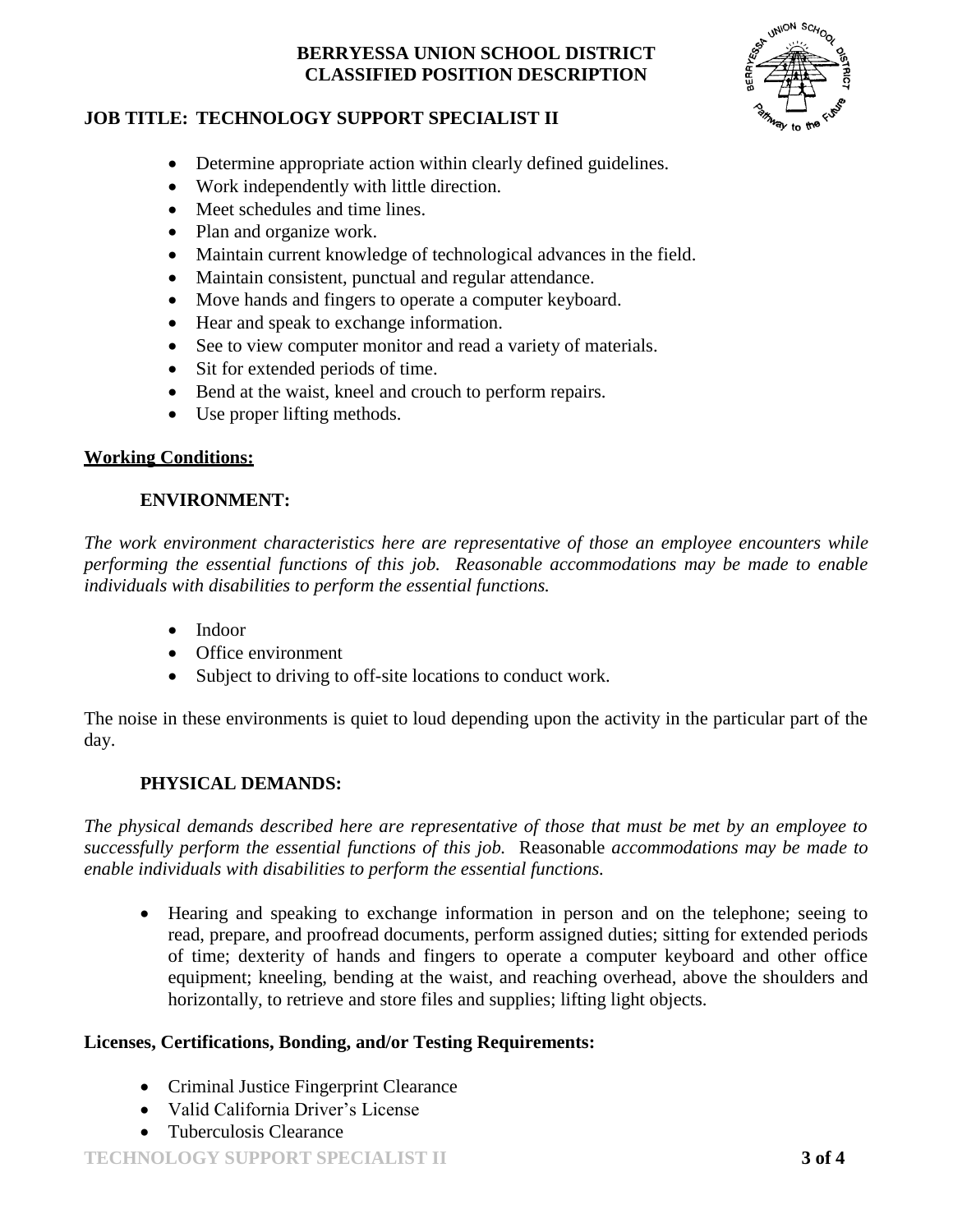- Determine appropriate action within clearly defined guidelines.
- Work independently with little direction.
- Meet schedules and time lines.
- Plan and organize work.
- Maintain current knowledge of technological advances in the field.
- Maintain consistent, punctual and regular attendance.
- Move hands and fingers to operate a computer keyboard.
- Hear and speak to exchange information.
- See to view computer monitor and read a variety of materials.
- Sit for extended periods of time.
- Bend at the waist, kneel and crouch to perform repairs.
- Use proper lifting methods.

## Working Conditions:

### ENVIRONMENT:

*The work environment characteristics here are representative of those an employee encounters while performing the essential functions of this job. Reasonable accommodations may be made to enable individuals with disabilities to perform the essential functions.*

- Indoor
- Office environment
- Subject to driving to off-site locations to conduct work.

The noise in these environments is quiet to loud depending upon the activity in the particular part of the day.

### PHYSICAL DEMANDS:

*The physical demands described here are representative of those that must be met by an employee to successfully perform the essential functions of this job.* Reasonable *accommodations may be made to enable individuals with disabilities to perform the essential functions.*

- Hearing and speaking to exchange information in person and on the telephone; seeing to read, prepare, and proofread documents, perform assigned duties; sitting for extended periods of time; dexterity of hands and fingers to operate a computer keyboard and other office equipment; kneeling, bending at the waist, and reaching overhead, above the shoulders and horizontally, to retrieve and store files and supplies; lifting light objects.

## Licenses, Certifications, Bonding, and/or Testing Requirements:

- Criminal Justice Fingerprint Clearance
- Valid California Driver's License
- Tuberculosis Clearance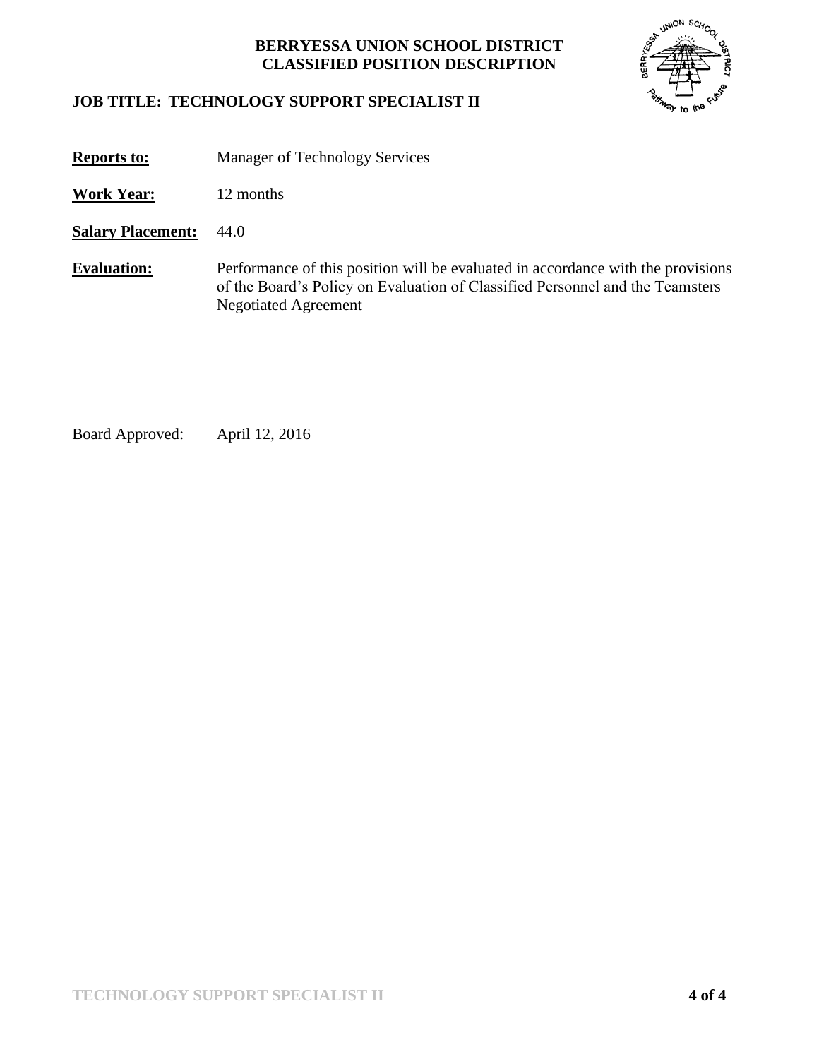**BERRYESSA UNION SCHOOL DISTRICT**
**CLASSIFIED POSITION DESCRIPTION**

**JOB TITLE: TECHNOLOGY SUPPORT SPECIALIST II**

**Reports to:** Manager of Technology Services

**Work Year:** 12 months

**Salary Placement:** 44.0

**Evaluation:** Performance of this position will be evaluated in accordance with the provisions of the Board's Policy on Evaluation of Classified Personnel and the Teamsters Negotiated Agreement

Board Approved: April 12, 2016